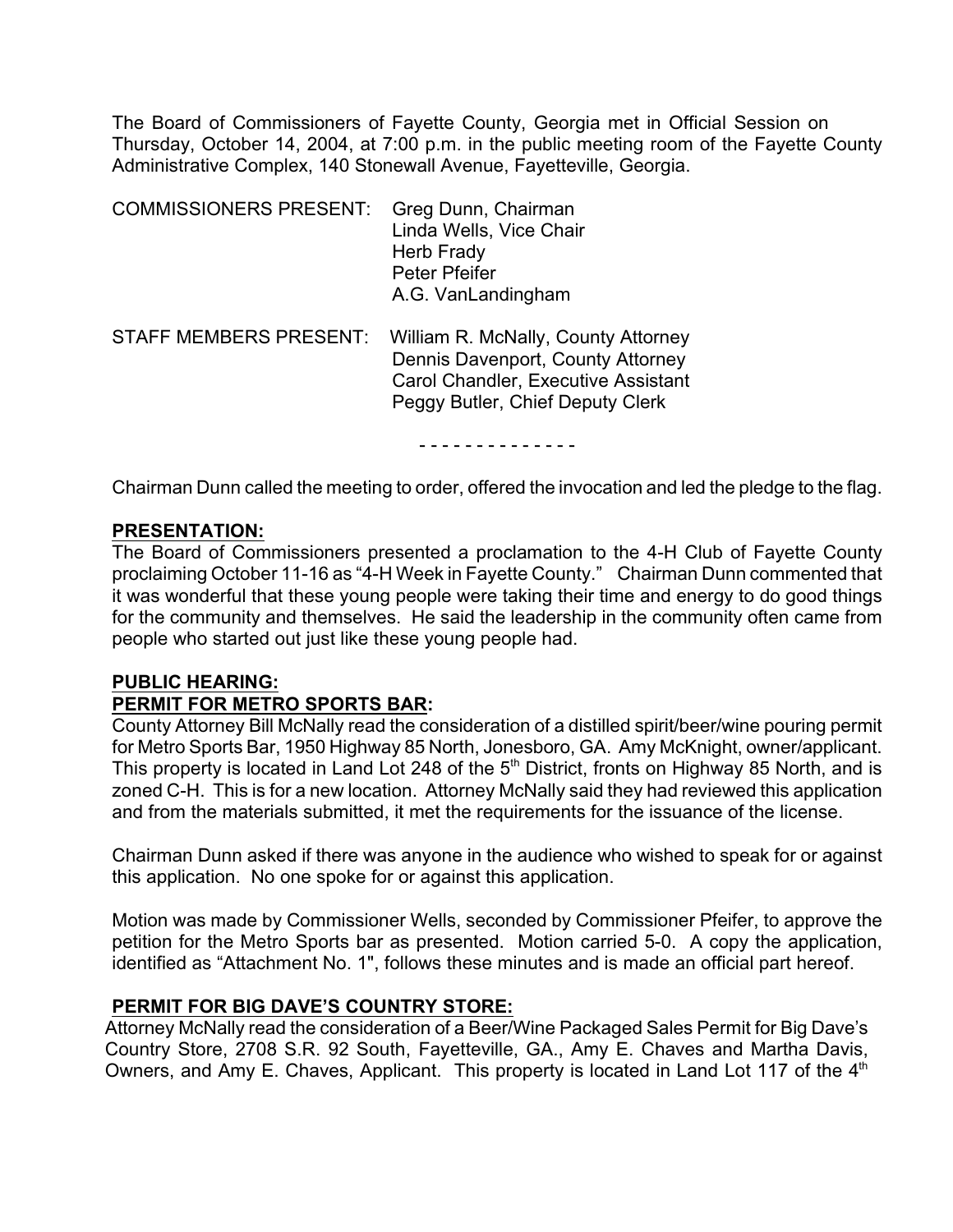The Board of Commissioners of Fayette County, Georgia met in Official Session on Thursday, October 14, 2004, at 7:00 p.m. in the public meeting room of the Fayette County Administrative Complex, 140 Stonewall Avenue, Fayetteville, Georgia.

COMMISSIONERS PRESENT: Greg Dunn, Chairman
Linda Wells, Vice Chair
Herb Frady
Peter Pfeifer
A.G. VanLandingham

STAFF MEMBERS PRESENT: William R. McNally, County Attorney
Dennis Davenport, County Attorney
Carol Chandler, Executive Assistant
Peggy Butler, Chief Deputy Clerk

- - - - - - - - - - - - - -

Chairman Dunn called the meeting to order, offered the invocation and led the pledge to the flag.

**PRESENTATION:**

The Board of Commissioners presented a proclamation to the 4-H Club of Fayette County proclaiming October 11-16 as "4-H Week in Fayette County." Chairman Dunn commented that it was wonderful that these young people were taking their time and energy to do good things for the community and themselves. He said the leadership in the community often came from people who started out just like these young people had.

**PUBLIC HEARING:**

**PERMIT FOR METRO SPORTS BAR:**

County Attorney Bill McNally read the consideration of a distilled spirit/beer/wine pouring permit for Metro Sports Bar, 1950 Highway 85 North, Jonesboro, GA. Amy McKnight, owner/applicant. This property is located in Land Lot 248 of the 5th District, fronts on Highway 85 North, and is zoned C-H. This is for a new location. Attorney McNally said they had reviewed this application and from the materials submitted, it met the requirements for the issuance of the license.

Chairman Dunn asked if there was anyone in the audience who wished to speak for or against this application. No one spoke for or against this application.

Motion was made by Commissioner Wells, seconded by Commissioner Pfeifer, to approve the petition for the Metro Sports bar as presented. Motion carried 5-0. A copy the application, identified as "Attachment No. 1", follows these minutes and is made an official part hereof.

**PERMIT FOR BIG DAVE'S COUNTRY STORE:**

Attorney McNally read the consideration of a Beer/Wine Packaged Sales Permit for Big Dave's Country Store, 2708 S.R. 92 South, Fayetteville, GA., Amy E. Chaves and Martha Davis, Owners, and Amy E. Chaves, Applicant. This property is located in Land Lot 117 of the 4th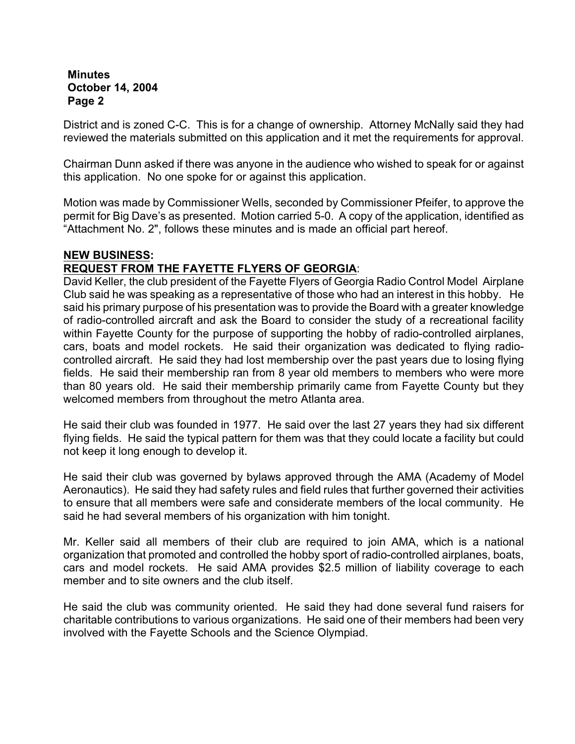District and is zoned C-C. This is for a change of ownership. Attorney McNally said they had reviewed the materials submitted on this application and it met the requirements for approval.

Chairman Dunn asked if there was anyone in the audience who wished to speak for or against this application. No one spoke for or against this application.

Motion was made by Commissioner Wells, seconded by Commissioner Pfeifer, to approve the permit for Big Dave's as presented. Motion carried 5-0. A copy of the application, identified as "Attachment No. 2", follows these minutes and is made an official part hereof.

**NEW BUSINESS:**

**REQUEST FROM THE FAYETTE FLYERS OF GEORGIA:**

David Keller, the club president of the Fayette Flyers of Georgia Radio Control Model Airplane Club said he was speaking as a representative of those who had an interest in this hobby. He said his primary purpose of his presentation was to provide the Board with a greater knowledge of radio-controlled aircraft and ask the Board to consider the study of a recreational facility within Fayette County for the purpose of supporting the hobby of radio-controlled airplanes, cars, boats and model rockets. He said their organization was dedicated to flying radio-controlled aircraft. He said they had lost membership over the past years due to losing flying fields. He said their membership ran from 8 year old members to members who were more than 80 years old. He said their membership primarily came from Fayette County but they welcomed members from throughout the metro Atlanta area.

He said their club was founded in 1977. He said over the last 27 years they had six different flying fields. He said the typical pattern for them was that they could locate a facility but could not keep it long enough to develop it.

He said their club was governed by bylaws approved through the AMA (Academy of Model Aeronautics). He said they had safety rules and field rules that further governed their activities to ensure that all members were safe and considerate members of the local community. He said he had several members of his organization with him tonight.

Mr. Keller said all members of their club are required to join AMA, which is a national organization that promoted and controlled the hobby sport of radio-controlled airplanes, boats, cars and model rockets. He said AMA provides $2.5 million of liability coverage to each member and to site owners and the club itself.

He said the club was community oriented. He said they had done several fund raisers for charitable contributions to various organizations. He said one of their members had been very involved with the Fayette Schools and the Science Olympiad.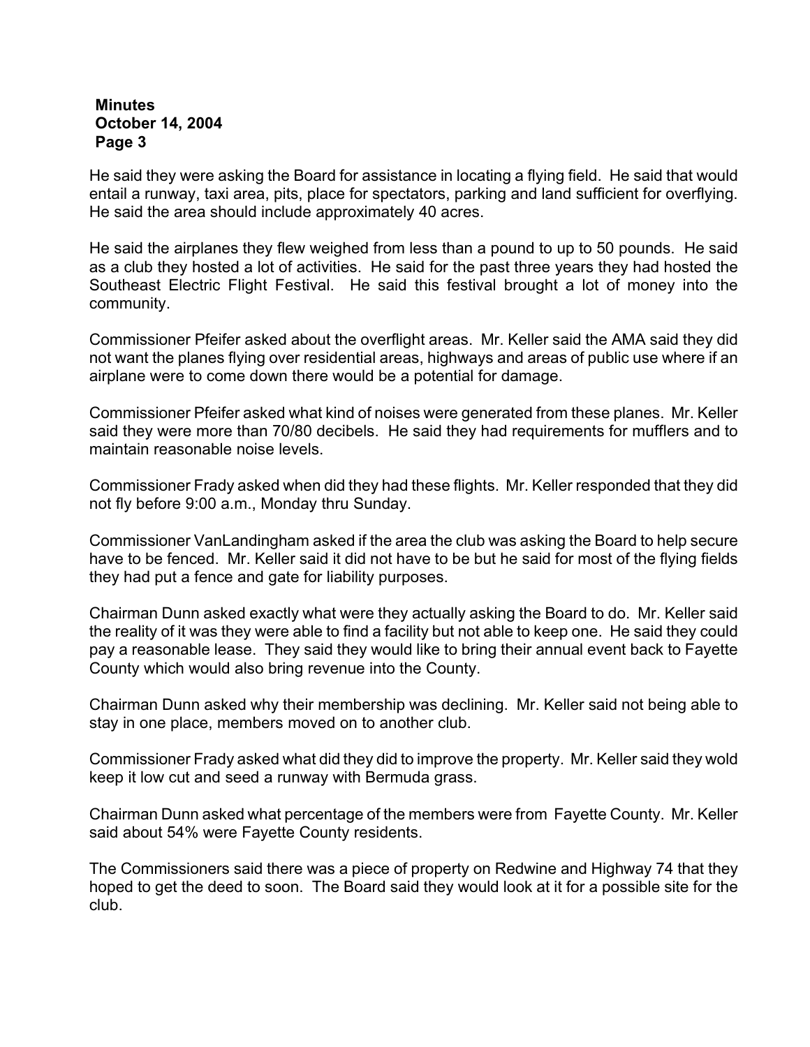He said they were asking the Board for assistance in locating a flying field. He said that would entail a runway, taxi area, pits, place for spectators, parking and land sufficient for overflying. He said the area should include approximately 40 acres.

He said the airplanes they flew weighed from less than a pound to up to 50 pounds. He said as a club they hosted a lot of activities. He said for the past three years they had hosted the Southeast Electric Flight Festival. He said this festival brought a lot of money into the community.

Commissioner Pfeifer asked about the overflight areas. Mr. Keller said the AMA said they did not want the planes flying over residential areas, highways and areas of public use where if an airplane were to come down there would be a potential for damage.

Commissioner Pfeifer asked what kind of noises were generated from these planes. Mr. Keller said they were more than 70/80 decibels. He said they had requirements for mufflers and to maintain reasonable noise levels.

Commissioner Frady asked when did they had these flights. Mr. Keller responded that they did not fly before 9:00 a.m., Monday thru Sunday.

Commissioner VanLandingham asked if the area the club was asking the Board to help secure have to be fenced. Mr. Keller said it did not have to be but he said for most of the flying fields they had put a fence and gate for liability purposes.

Chairman Dunn asked exactly what were they actually asking the Board to do. Mr. Keller said the reality of it was they were able to find a facility but not able to keep one. He said they could pay a reasonable lease. They said they would like to bring their annual event back to Fayette County which would also bring revenue into the County.

Chairman Dunn asked why their membership was declining. Mr. Keller said not being able to stay in one place, members moved on to another club.

Commissioner Frady asked what did they did to improve the property. Mr. Keller said they wold keep it low cut and seed a runway with Bermuda grass.

Chairman Dunn asked what percentage of the members were from Fayette County. Mr. Keller said about 54% were Fayette County residents.

The Commissioners said there was a piece of property on Redwine and Highway 74 that they hoped to get the deed to soon. The Board said they would look at it for a possible site for the club.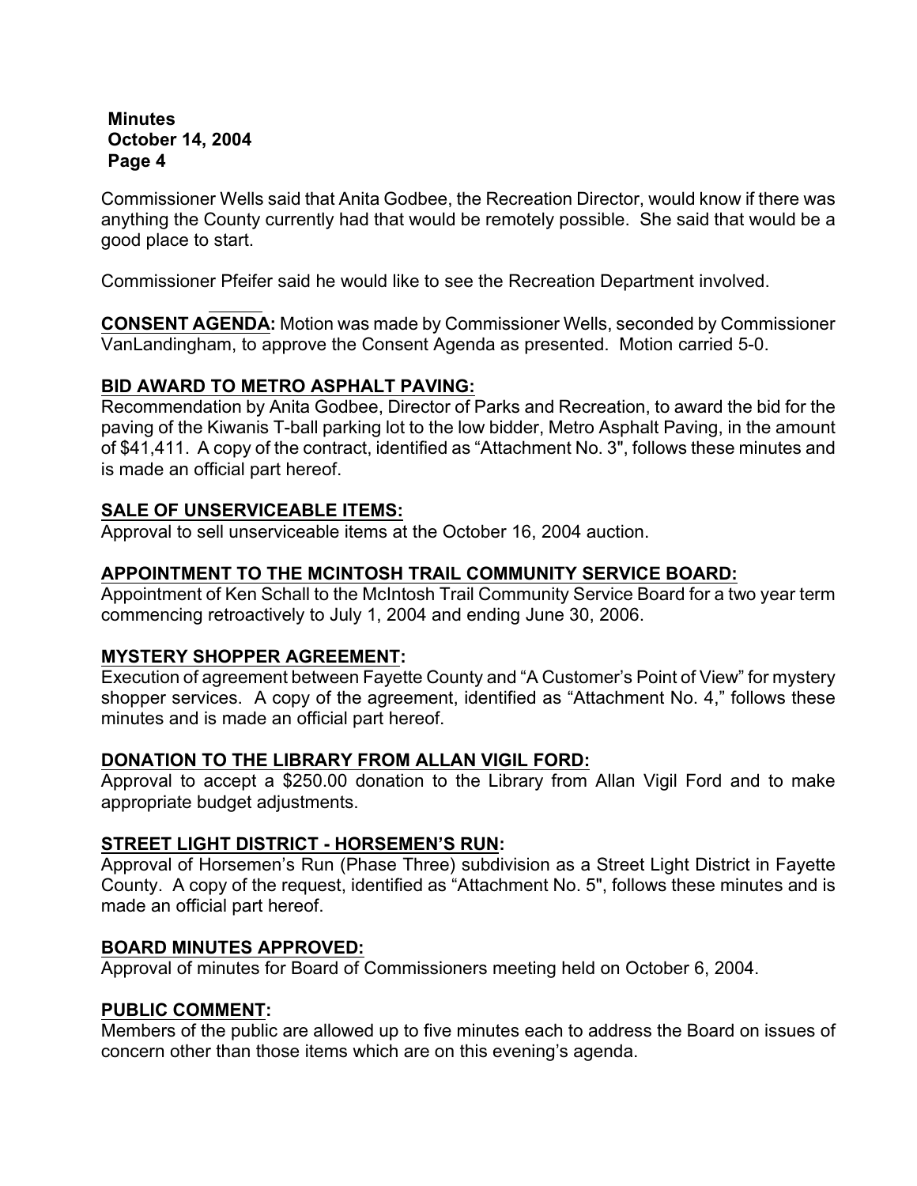Commissioner Wells said that Anita Godbee, the Recreation Director, would know if there was anything the County currently had that would be remotely possible. She said that would be a good place to start.

Commissioner Pfeifer said he would like to see the Recreation Department involved.

**CONSENT AGENDA:** Motion was made by Commissioner Wells, seconded by Commissioner VanLandingham, to approve the Consent Agenda as presented. Motion carried 5-0.

**BID AWARD TO METRO ASPHALT PAVING:**
Recommendation by Anita Godbee, Director of Parks and Recreation, to award the bid for the paving of the Kiwanis T-ball parking lot to the low bidder, Metro Asphalt Paving, in the amount of $41,411. A copy of the contract, identified as "Attachment No. 3", follows these minutes and is made an official part hereof.

**SALE OF UNSERVICEABLE ITEMS:**
Approval to sell unserviceable items at the October 16, 2004 auction.

**APPOINTMENT TO THE MCINTOSH TRAIL COMMUNITY SERVICE BOARD:**
Appointment of Ken Schall to the McIntosh Trail Community Service Board for a two year term commencing retroactively to July 1, 2004 and ending June 30, 2006.

**MYSTERY SHOPPER AGREEMENT:**
Execution of agreement between Fayette County and "A Customer's Point of View" for mystery shopper services. A copy of the agreement, identified as "Attachment No. 4," follows these minutes and is made an official part hereof.

**DONATION TO THE LIBRARY FROM ALLAN VIGIL FORD:**
Approval to accept a $250.00 donation to the Library from Allan Vigil Ford and to make appropriate budget adjustments.

**STREET LIGHT DISTRICT - HORSEMEN'S RUN:**
Approval of Horsemen's Run (Phase Three) subdivision as a Street Light District in Fayette County. A copy of the request, identified as "Attachment No. 5", follows these minutes and is made an official part hereof.

**BOARD MINUTES APPROVED:**
Approval of minutes for Board of Commissioners meeting held on October 6, 2004.

**PUBLIC COMMENT:**
Members of the public are allowed up to five minutes each to address the Board on issues of concern other than those items which are on this evening's agenda.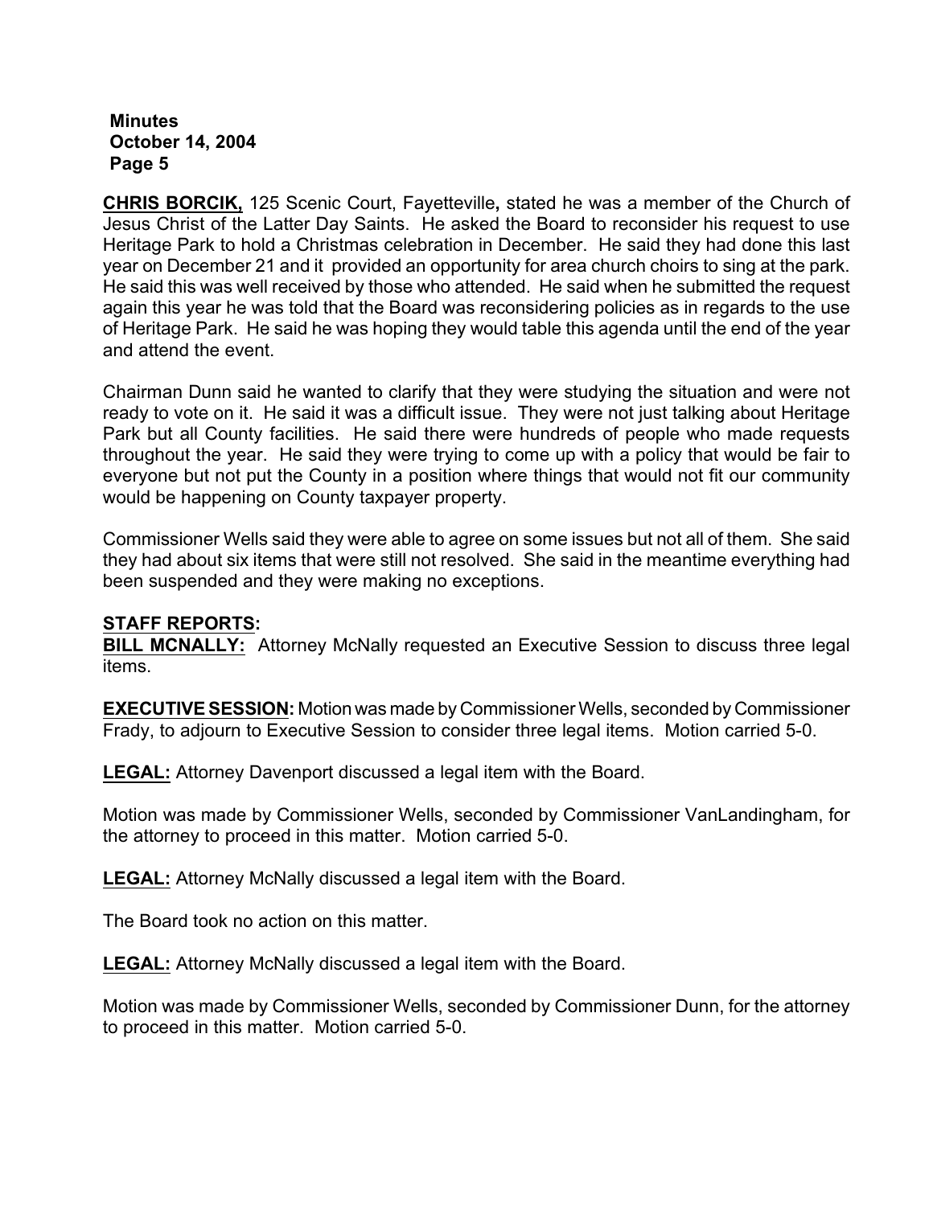**CHRIS BORCIK,** 125 Scenic Court, Fayetteville**,** stated he was a member of the Church of Jesus Christ of the Latter Day Saints. He asked the Board to reconsider his request to use Heritage Park to hold a Christmas celebration in December. He said they had done this last year on December 21 and it provided an opportunity for area church choirs to sing at the park. He said this was well received by those who attended. He said when he submitted the request again this year he was told that the Board was reconsidering policies as in regards to the use of Heritage Park. He said he was hoping they would table this agenda until the end of the year and attend the event.

Chairman Dunn said he wanted to clarify that they were studying the situation and were not ready to vote on it. He said it was a difficult issue. They were not just talking about Heritage Park but all County facilities. He said there were hundreds of people who made requests throughout the year. He said they were trying to come up with a policy that would be fair to everyone but not put the County in a position where things that would not fit our community would be happening on County taxpayer property.

Commissioner Wells said they were able to agree on some issues but not all of them. She said they had about six items that were still not resolved. She said in the meantime everything had been suspended and they were making no exceptions.

**STAFF REPORTS:**

**BILL MCNALLY:** Attorney McNally requested an Executive Session to discuss three legal items.

**EXECUTIVE SESSION:** Motion was made by Commissioner Wells, seconded by Commissioner Frady, to adjourn to Executive Session to consider three legal items. Motion carried 5-0.

**LEGAL:** Attorney Davenport discussed a legal item with the Board.

Motion was made by Commissioner Wells, seconded by Commissioner VanLandingham, for the attorney to proceed in this matter. Motion carried 5-0.

**LEGAL:** Attorney McNally discussed a legal item with the Board.

The Board took no action on this matter.

**LEGAL:** Attorney McNally discussed a legal item with the Board.

Motion was made by Commissioner Wells, seconded by Commissioner Dunn, for the attorney to proceed in this matter. Motion carried 5-0.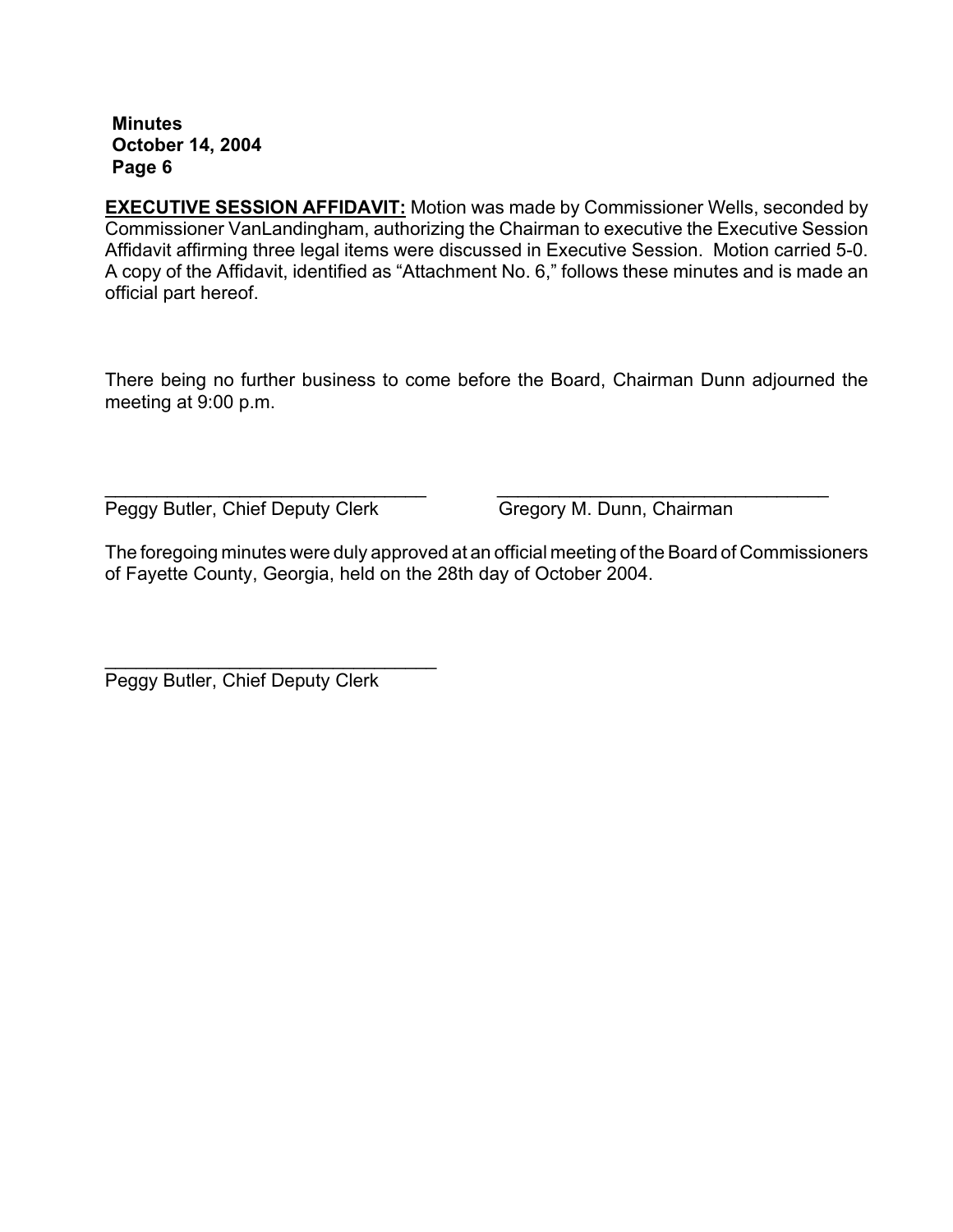**EXECUTIVE SESSION AFFIDAVIT:** Motion was made by Commissioner Wells, seconded by Commissioner VanLandingham, authorizing the Chairman to executive the Executive Session Affidavit affirming three legal items were discussed in Executive Session. Motion carried 5-0. A copy of the Affidavit, identified as "Attachment No. 6," follows these minutes and is made an official part hereof.

There being no further business to come before the Board, Chairman Dunn adjourned the meeting at 9:00 p.m.

| | |
|---|---|
| \_\_\_\_\_\_\_\_\_\_\_\_\_\_\_\_\_\_\_\_\_\_\_\_\_\_\_\_\_\_\_\_ | \_\_\_\_\_\_\_\_\_\_\_\_\_\_\_\_\_\_\_\_\_\_\_\_\_\_\_\_\_\_\_\_ |
| Peggy Butler, Chief Deputy Clerk | Gregory M. Dunn, Chairman |

The foregoing minutes were duly approved at an official meeting of the Board of Commissioners of Fayette County, Georgia, held on the 28th day of October 2004.

\_\_\_\_\_\_\_\_\_\_\_\_\_\_\_\_\_\_\_\_\_\_\_\_\_\_\_\_\_\_\_\_

Peggy Butler, Chief Deputy Clerk